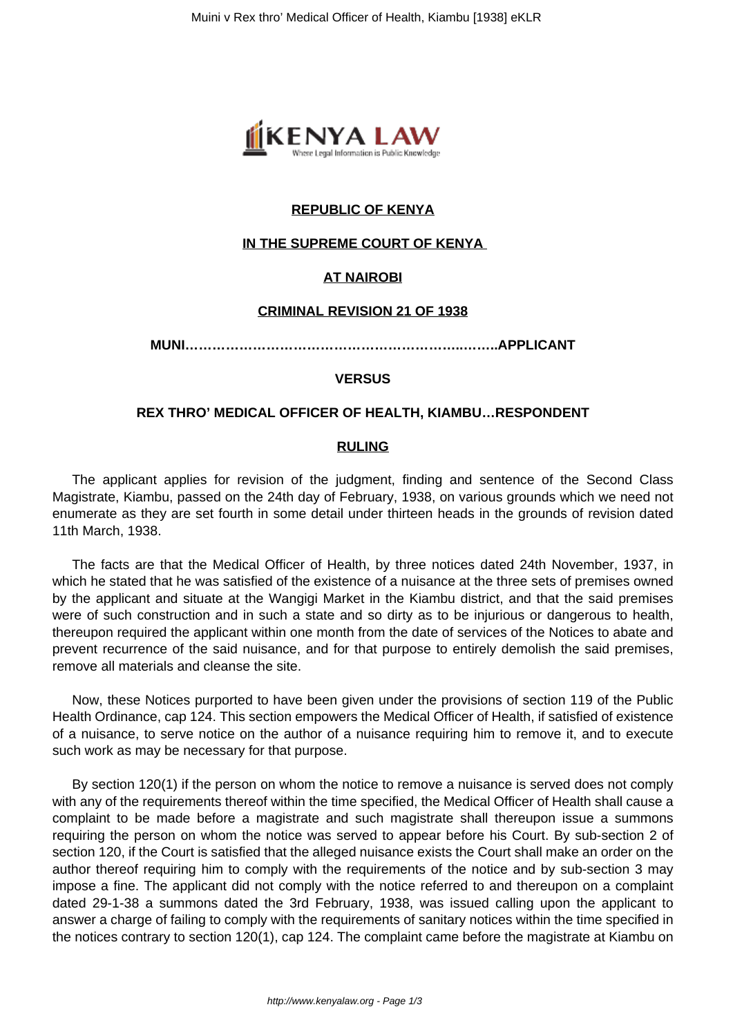**REPUBLIC OF KENYA**

**IN THE SUPREME COURT OF KENYA**

**AT NAIROBI**

**CRIMINAL REVISION 21 OF 1938**

**MUNI……………………………………………………..……..APPLICANT**

**VERSUS**

**REX THRO' MEDICAL OFFICER OF HEALTH, KIAMBU…RESPONDENT**

**RULING**

The applicant applies for revision of the judgment, finding and sentence of the Second Class Magistrate, Kiambu, passed on the 24th day of February, 1938, on various grounds which we need not enumerate as they are set fourth in some detail under thirteen heads in the grounds of revision dated 11th March, 1938.

The facts are that the Medical Officer of Health, by three notices dated 24th November, 1937, in which he stated that he was satisfied of the existence of a nuisance at the three sets of premises owned by the applicant and situate at the Wangigi Market in the Kiambu district, and that the said premises were of such construction and in such a state and so dirty as to be injurious or dangerous to health, thereupon required the applicant within one month from the date of services of the Notices to abate and prevent recurrence of the said nuisance, and for that purpose to entirely demolish the said premises, remove all materials and cleanse the site.

Now, these Notices purported to have been given under the provisions of section 119 of the Public Health Ordinance, cap 124. This section empowers the Medical Officer of Health, if satisfied of existence of a nuisance, to serve notice on the author of a nuisance requiring him to remove it, and to execute such work as may be necessary for that purpose.

By section 120(1) if the person on whom the notice to remove a nuisance is served does not comply with any of the requirements thereof within the time specified, the Medical Officer of Health shall cause a complaint to be made before a magistrate and such magistrate shall thereupon issue a summons requiring the person on whom the notice was served to appear before his Court. By sub-section 2 of section 120, if the Court is satisfied that the alleged nuisance exists the Court shall make an order on the author thereof requiring him to comply with the requirements of the notice and by sub-section 3 may impose a fine. The applicant did not comply with the notice referred to and thereupon on a complaint dated 29-1-38 a summons dated the 3rd February, 1938, was issued calling upon the applicant to answer a charge of failing to comply with the requirements of sanitary notices within the time specified in the notices contrary to section 120(1), cap 124. The complaint came before the magistrate at Kiambu on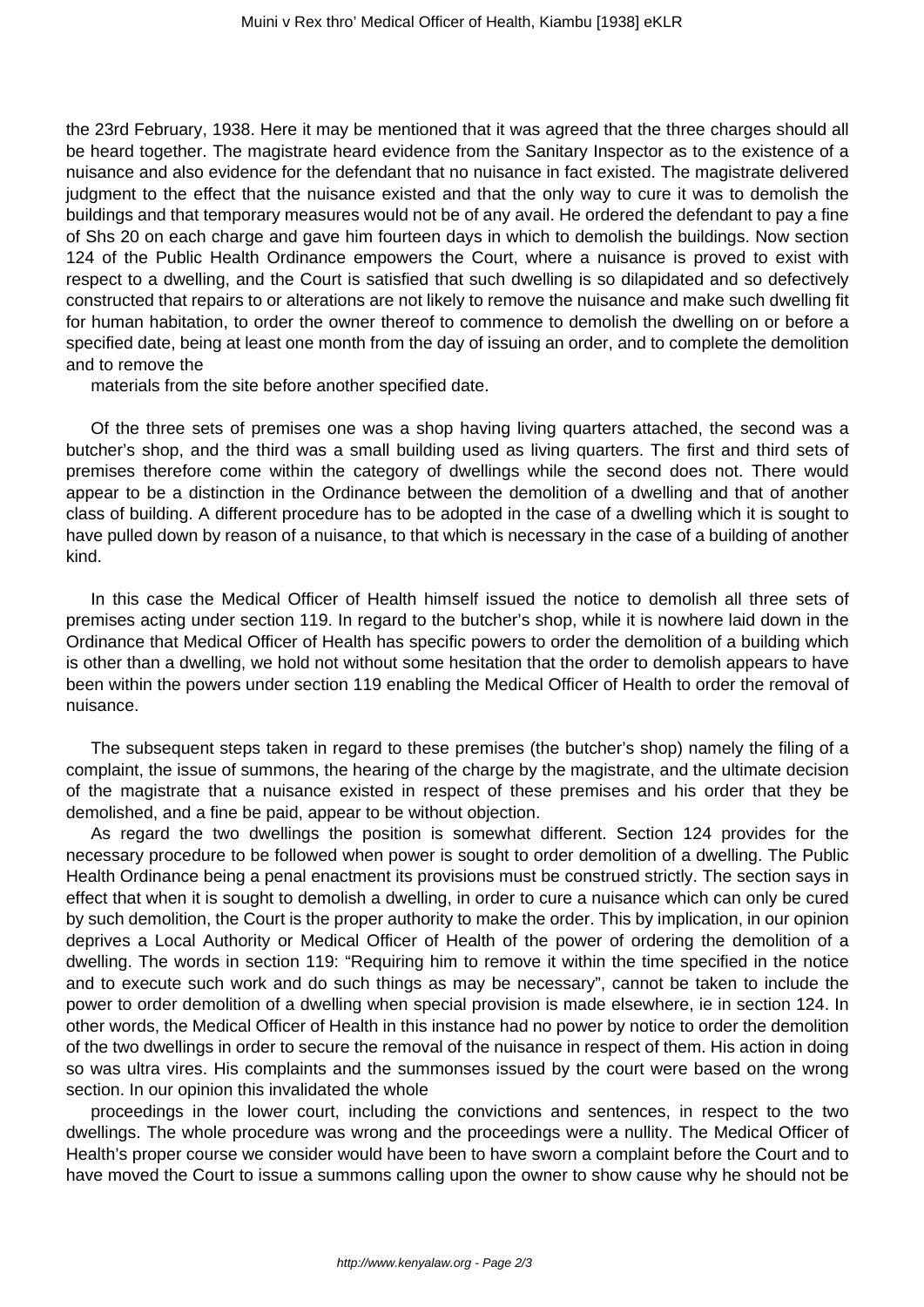the 23rd February, 1938. Here it may be mentioned that it was agreed that the three charges should all be heard together. The magistrate heard evidence from the Sanitary Inspector as to the existence of a nuisance and also evidence for the defendant that no nuisance in fact existed. The magistrate delivered judgment to the effect that the nuisance existed and that the only way to cure it was to demolish the buildings and that temporary measures would not be of any avail. He ordered the defendant to pay a fine of Shs 20 on each charge and gave him fourteen days in which to demolish the buildings. Now section 124 of the Public Health Ordinance empowers the Court, where a nuisance is proved to exist with respect to a dwelling, and the Court is satisfied that such dwelling is so dilapidated and so defectively constructed that repairs to or alterations are not likely to remove the nuisance and make such dwelling fit for human habitation, to order the owner thereof to commence to demolish the dwelling on or before a specified date, being at least one month from the day of issuing an order, and to complete the demolition and to remove the materials from the site before another specified date.

Of the three sets of premises one was a shop having living quarters attached, the second was a butcher's shop, and the third was a small building used as living quarters. The first and third sets of premises therefore come within the category of dwellings while the second does not. There would appear to be a distinction in the Ordinance between the demolition of a dwelling and that of another class of building. A different procedure has to be adopted in the case of a dwelling which it is sought to have pulled down by reason of a nuisance, to that which is necessary in the case of a building of another kind.

In this case the Medical Officer of Health himself issued the notice to demolish all three sets of premises acting under section 119. In regard to the butcher's shop, while it is nowhere laid down in the Ordinance that Medical Officer of Health has specific powers to order the demolition of a building which is other than a dwelling, we hold not without some hesitation that the order to demolish appears to have been within the powers under section 119 enabling the Medical Officer of Health to order the removal of nuisance.

The subsequent steps taken in regard to these premises (the butcher's shop) namely the filing of a complaint, the issue of summons, the hearing of the charge by the magistrate, and the ultimate decision of the magistrate that a nuisance existed in respect of these premises and his order that they be demolished, and a fine be paid, appear to be without objection.

As regard the two dwellings the position is somewhat different. Section 124 provides for the necessary procedure to be followed when power is sought to order demolition of a dwelling. The Public Health Ordinance being a penal enactment its provisions must be construed strictly. The section says in effect that when it is sought to demolish a dwelling, in order to cure a nuisance which can only be cured by such demolition, the Court is the proper authority to make the order. This by implication, in our opinion deprives a Local Authority or Medical Officer of Health of the power of ordering the demolition of a dwelling. The words in section 119: "Requiring him to remove it within the time specified in the notice and to execute such work and do such things as may be necessary", cannot be taken to include the power to order demolition of a dwelling when special provision is made elsewhere, ie in section 124. In other words, the Medical Officer of Health in this instance had no power by notice to order the demolition of the two dwellings in order to secure the removal of the nuisance in respect of them. His action in doing so was ultra vires. His complaints and the summonses issued by the court were based on the wrong section. In our opinion this invalidated the whole proceedings in the lower court, including the convictions and sentences, in respect to the two dwellings. The whole procedure was wrong and the proceedings were a nullity. The Medical Officer of Health's proper course we consider would have been to have sworn a complaint before the Court and to have moved the Court to issue a summons calling upon the owner to show cause why he should not be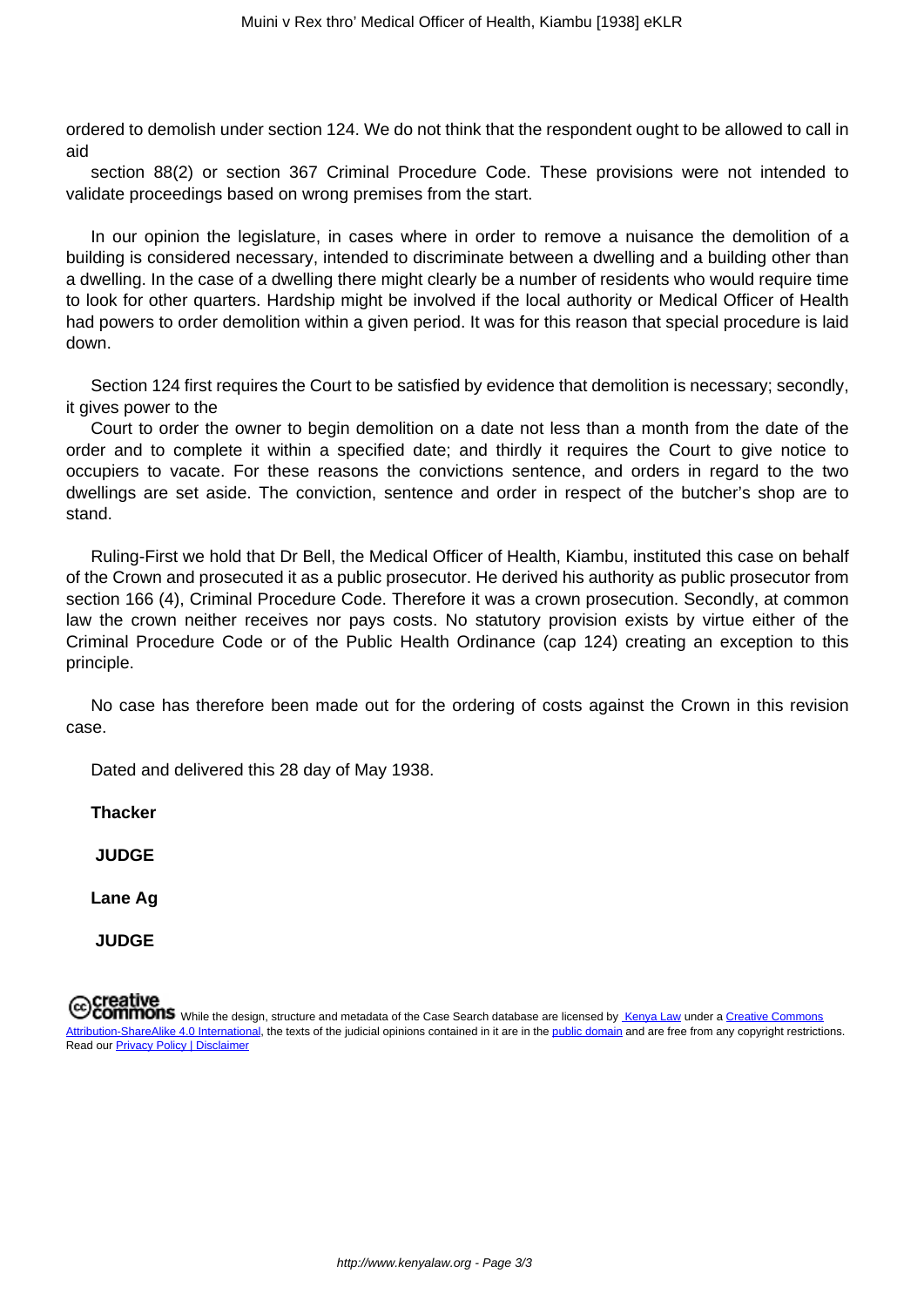ordered to demolish under section 124. We do not think that the respondent ought to be allowed to call in aid section 88(2) or section 367 Criminal Procedure Code. These provisions were not intended to validate proceedings based on wrong premises from the start.

In our opinion the legislature, in cases where in order to remove a nuisance the demolition of a building is considered necessary, intended to discriminate between a dwelling and a building other than a dwelling. In the case of a dwelling there might clearly be a number of residents who would require time to look for other quarters. Hardship might be involved if the local authority or Medical Officer of Health had powers to order demolition within a given period. It was for this reason that special procedure is laid down.

Section 124 first requires the Court to be satisfied by evidence that demolition is necessary; secondly, it gives power to the Court to order the owner to begin demolition on a date not less than a month from the date of the order and to complete it within a specified date; and thirdly it requires the Court to give notice to occupiers to vacate. For these reasons the convictions sentence, and orders in regard to the two dwellings are set aside. The conviction, sentence and order in respect of the butcher's shop are to stand.

Ruling-First we hold that Dr Bell, the Medical Officer of Health, Kiambu, instituted this case on behalf of the Crown and prosecuted it as a public prosecutor. He derived his authority as public prosecutor from section 166 (4), Criminal Procedure Code. Therefore it was a crown prosecution. Secondly, at common law the crown neither receives nor pays costs. No statutory provision exists by virtue either of the Criminal Procedure Code or of the Public Health Ordinance (cap 124) creating an exception to this principle.

No case has therefore been made out for the ordering of costs against the Crown in this revision case.

Dated and delivered this 28 day of May 1938.

**Thacker**

**JUDGE**

**Lane Ag**

**JUDGE**

While the design, structure and metadata of the Case Search database are licensed by Kenya Law under a Creative Commons Attribution-ShareAlike 4.0 International, the texts of the judicial opinions contained in it are in the public domain and are free from any copyright restrictions. Read our Privacy Policy | Disclaimer